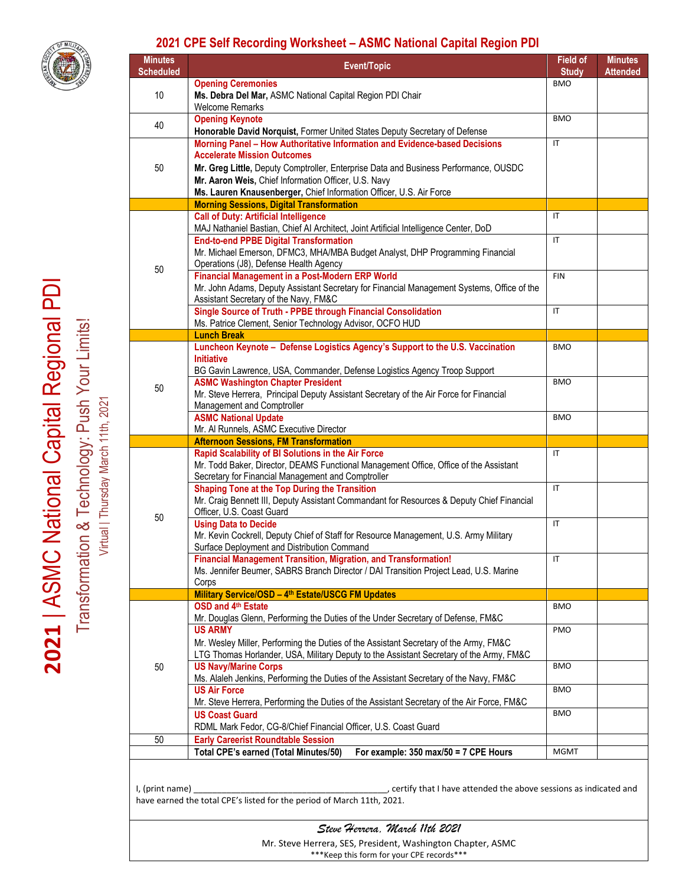# 2021 CPE Self Recording Worksheet – ASMC National Capital Region PDI

**2021 | ASMC National Capital Regional PDI**
Transformation & Technology: Push Your Limits!
Virtual | Thursday March 11th, 2021

| Minutes Scheduled | Event/Topic | Field of Study | Minutes Attended |
|---|---|---|---|
| 10 | **Opening Ceremonies**<br>**Ms. Debra Del Mar,** ASMC National Capital Region PDI Chair<br>Welcome Remarks | BMO | |
| 40 | **Opening Keynote**<br>**Honorable David Norquist,** Former United States Deputy Secretary of Defense | BMO | |
| 50 | **Morning Panel – How Authoritative Information and Evidence-based Decisions Accelerate Mission Outcomes**<br>**Mr. Greg Little,** Deputy Comptroller, Enterprise Data and Business Performance, OUSDC<br>**Mr. Aaron Weis,** Chief Information Officer, U.S. Navy<br>**Ms. Lauren Knausenberger,** Chief Information Officer, U.S. Air Force | IT | |
| | **Morning Sessions, Digital Transformation** | | |
| 50 | **Call of Duty: Artificial Intelligence**<br>MAJ Nathaniel Bastian, Chief AI Architect, Joint Artificial Intelligence Center, DoD | IT | |
| | **End-to-end PPBE Digital Transformation**<br>Mr. Michael Emerson, DFMC3, MHA/MBA Budget Analyst, DHP Programming Financial Operations (J8), Defense Health Agency | IT | |
| | **Financial Management in a Post-Modern ERP World**<br>Mr. John Adams, Deputy Assistant Secretary for Financial Management Systems, Office of the Assistant Secretary of the Navy, FM&C | FIN | |
| | **Single Source of Truth - PPBE through Financial Consolidation**<br>Ms. Patrice Clement, Senior Technology Advisor, OCFO HUD | IT | |
| | **Lunch Break** | | |
| 50 | **Luncheon Keynote – Defense Logistics Agency's Support to the U.S. Vaccination Initiative**<br>BG Gavin Lawrence, USA, Commander, Defense Logistics Agency Troop Support | BMO | |
| | **ASMC Washington Chapter President**<br>Mr. Steve Herrera, Principal Deputy Assistant Secretary of the Air Force for Financial Management and Comptroller | BMO | |
| | **ASMC National Update**<br>Mr. Al Runnels, ASMC Executive Director | BMO | |
| | **Afternoon Sessions, FM Transformation** | | |
| 50 | **Rapid Scalability of BI Solutions in the Air Force**<br>Mr. Todd Baker, Director, DEAMS Functional Management Office, Office of the Assistant Secretary for Financial Management and Comptroller | IT | |
| | **Shaping Tone at the Top During the Transition**<br>Mr. Craig Bennett III, Deputy Assistant Commandant for Resources & Deputy Chief Financial Officer, U.S. Coast Guard | IT | |
| | **Using Data to Decide**<br>Mr. Kevin Cockrell, Deputy Chief of Staff for Resource Management, U.S. Army Military Surface Deployment and Distribution Command | IT | |
| | **Financial Management Transition, Migration, and Transformation!**<br>Ms. Jennifer Beumer, SABRS Branch Director / DAI Transition Project Lead, U.S. Marine Corps | IT | |
| | **Military Service/OSD – 4th Estate/USCG FM Updates** | | |
| 50 | **OSD and 4th Estate**<br>Mr. Douglas Glenn, Performing the Duties of the Under Secretary of Defense, FM&C | BMO | |
| | **US ARMY**<br>Mr. Wesley Miller, Performing the Duties of the Assistant Secretary of the Army, FM&C<br>LTG Thomas Horlander, USA, Military Deputy to the Assistant Secretary of the Army, FM&C | PMO | |
| | **US Navy/Marine Corps**<br>Ms. Alaleh Jenkins, Performing the Duties of the Assistant Secretary of the Navy, FM&C | BMO | |
| | **US Air Force**<br>Mr. Steve Herrera, Performing the Duties of the Assistant Secretary of the Air Force, FM&C | BMO | |
| | **US Coast Guard**<br>RDML Mark Fedor, CG-8/Chief Financial Officer, U.S. Coast Guard | BMO | |
| 50 | **Early Careerist Roundtable Session** | | |
| | **Total CPE's earned (Total Minutes/50) For example: 350 max/50 = 7 CPE Hours** | MGMT | |

I, (print name) ________________________________________, certify that I have attended the above sessions as indicated and have earned the total CPE's listed for the period of March 11th, 2021.

*Steve Herrera, March 11th 2021*

Mr. Steve Herrera, SES, President, Washington Chapter, ASMC

***Keep this form for your CPE records***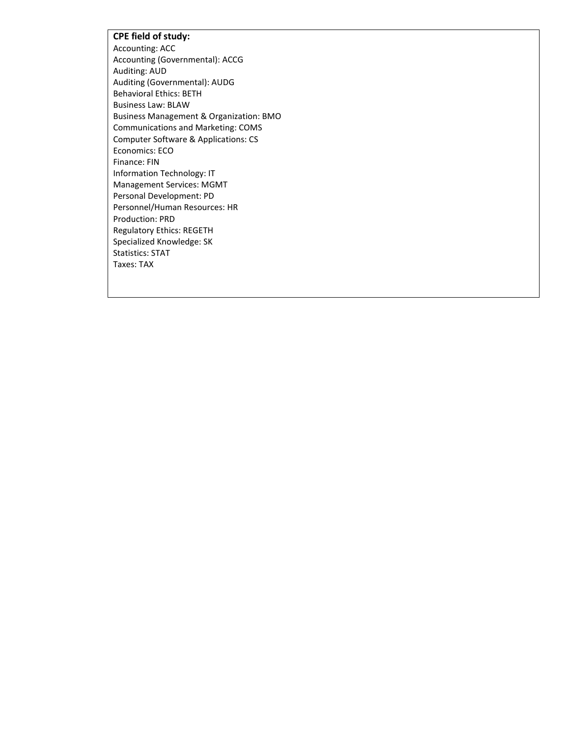**CPE field of study:**

Accounting: ACC
Accounting (Governmental): ACCG
Auditing: AUD
Auditing (Governmental): AUDG
Behavioral Ethics: BETH
Business Law: BLAW
Business Management & Organization: BMO
Communications and Marketing: COMS
Computer Software & Applications: CS
Economics: ECO
Finance: FIN
Information Technology: IT
Management Services: MGMT
Personal Development: PD
Personnel/Human Resources: HR
Production: PRD
Regulatory Ethics: REGETH
Specialized Knowledge: SK
Statistics: STAT
Taxes: TAX